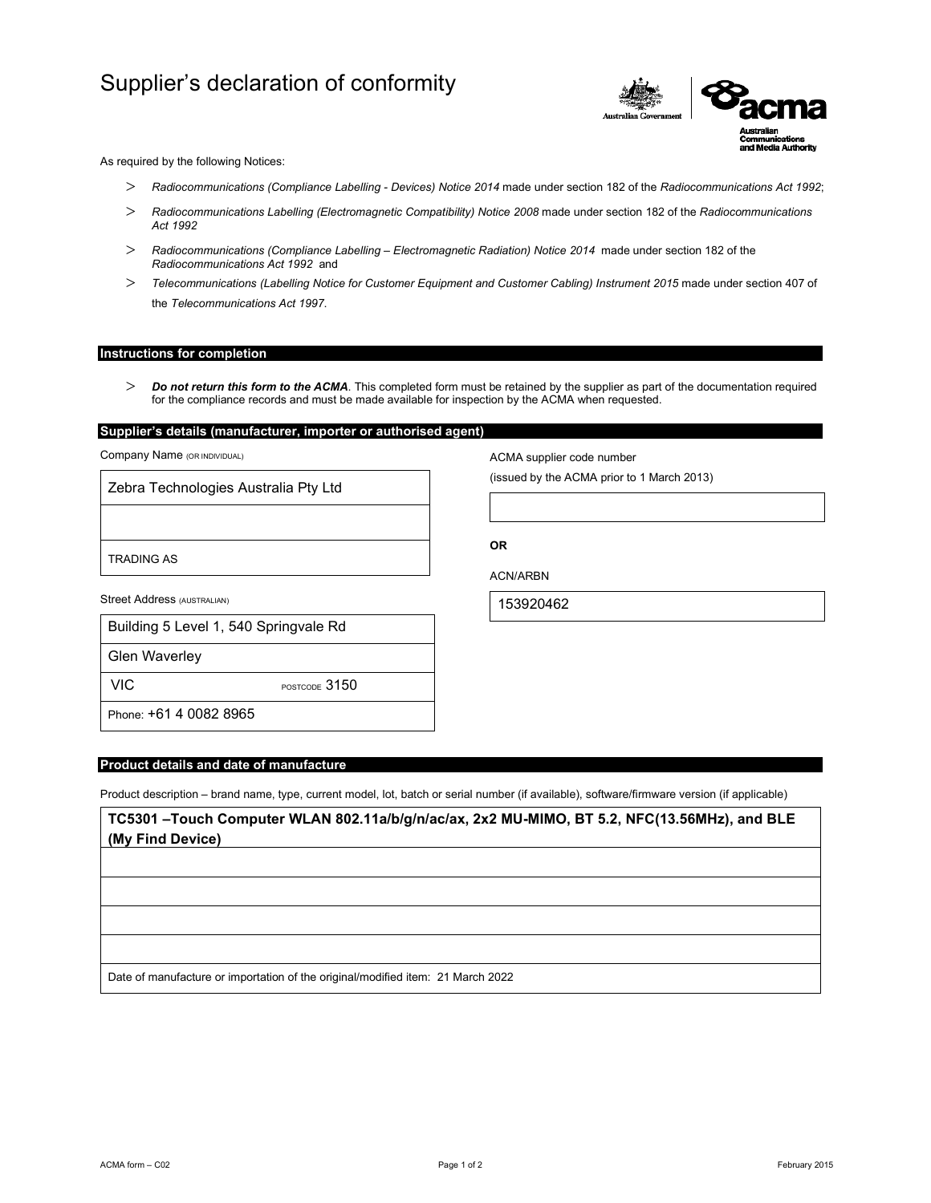# Supplier's declaration of conformity

As required by the following Notices:

- *Radiocommunications (Compliance Labelling - Devices) Notice 2014* made under section 182 of the *Radiocommunications Act 1992*;
- *Radiocommunications Labelling (Electromagnetic Compatibility) Notice 2008* made under section 182 of the *Radiocommunications Act 1992*
- *Radiocommunications (Compliance Labelling – Electromagnetic Radiation) Notice 2014* made under section 182 of the *Radiocommunications Act 1992* and
- *Telecommunications (Labelling Notice for Customer Equipment and Customer Cabling) Instrument 2015* made under section 407 of the *Telecommunications Act 1997*.

## Instructions for completion

- ***Do not return this form to the ACMA***. This completed form must be retained by the supplier as part of the documentation required for the compliance records and must be made available for inspection by the ACMA when requested.

## Supplier's details (manufacturer, importer or authorised agent)

Company Name (OR INDIVIDUAL)

Zebra Technologies Australia Pty Ltd

TRADING AS

Street Address (AUSTRALIAN)

Building 5 Level 1, 540 Springvale Rd

Glen Waverley

VIC POSTCODE 3150

Phone: +61 4 0082 8965

ACMA supplier code number

(issued by the ACMA prior to 1 March 2013)

**OR**

ACN/ARBN

153920462

## Product details and date of manufacture

Product description – brand name, type, current model, lot, batch or serial number (if available), software/firmware version (if applicable)

**TC5301 –Touch Computer WLAN 802.11a/b/g/n/ac/ax, 2x2 MU-MIMO, BT 5.2, NFC(13.56MHz), and BLE (My Find Device)**

Date of manufacture or importation of the original/modified item: 21 March 2022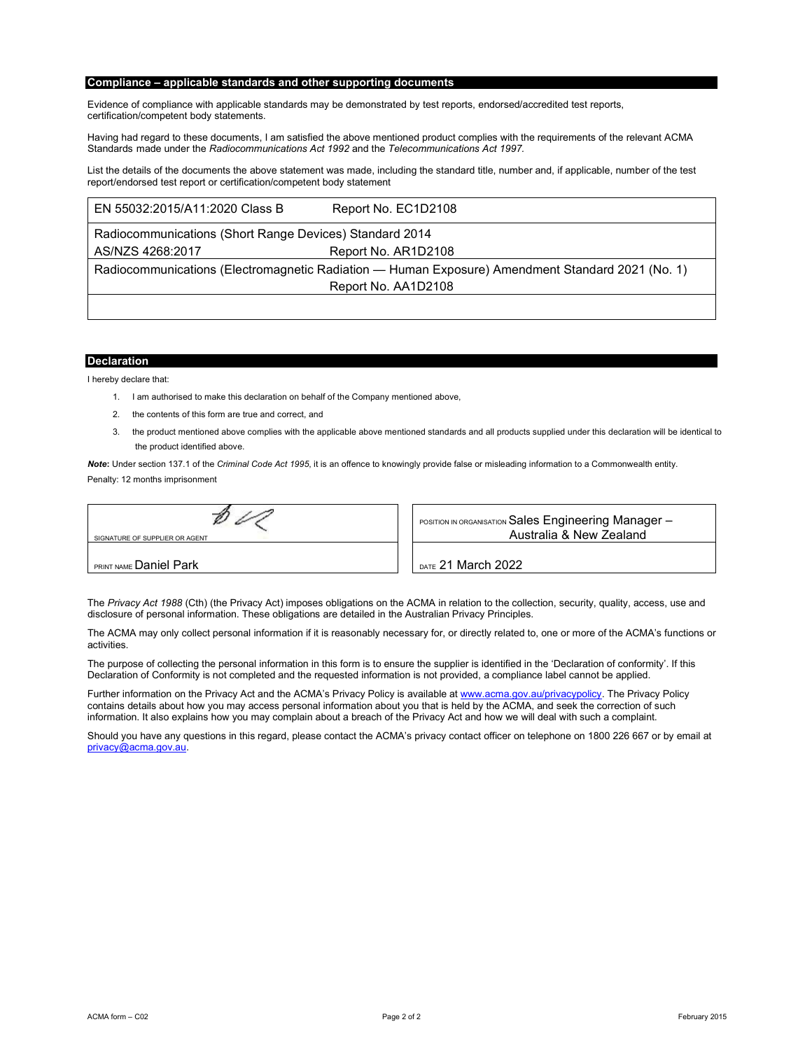## Compliance – applicable standards and other supporting documents

Evidence of compliance with applicable standards may be demonstrated by test reports, endorsed/accredited test reports, certification/competent body statements.

Having had regard to these documents, I am satisfied the above mentioned product complies with the requirements of the relevant ACMA Standards made under the *Radiocommunications Act 1992* and the *Telecommunications Act 1997.*

List the details of the documents the above statement was made, including the standard title, number and, if applicable, number of the test report/endorsed test report or certification/competent body statement

| | |
|---|---|
| EN 55032:2015/A11:2020 Class B | Report No. EC1D2108 |
| Radiocommunications (Short Range Devices) Standard 2014<br>AS/NZS 4268:2017 | <br>Report No. AR1D2108 |
| Radiocommunications (Electromagnetic Radiation — Human Exposure) Amendment Standard 2021 (No. 1) | Report No. AA1D2108 |
| | |

## Declaration

I hereby declare that:

1. I am authorised to make this declaration on behalf of the Company mentioned above,
2. the contents of this form are true and correct, and
3. the product mentioned above complies with the applicable above mentioned standards and all products supplied under this declaration will be identical to the product identified above.

***Note*:** Under section 137.1 of the *Criminal Code Act 1995*, it is an offence to knowingly provide false or misleading information to a Commonwealth entity.
Penalty: 12 months imprisonment

| | |
|---|---|
| SIGNATURE OF SUPPLIER OR AGENT | POSITION IN ORGANISATION Sales Engineering Manager – Australia & New Zealand |
| PRINT NAME Daniel Park | DATE 21 March 2022 |

The *Privacy Act 1988* (Cth) (the Privacy Act) imposes obligations on the ACMA in relation to the collection, security, quality, access, use and disclosure of personal information. These obligations are detailed in the Australian Privacy Principles.

The ACMA may only collect personal information if it is reasonably necessary for, or directly related to, one or more of the ACMA's functions or activities.

The purpose of collecting the personal information in this form is to ensure the supplier is identified in the 'Declaration of conformity'. If this Declaration of Conformity is not completed and the requested information is not provided, a compliance label cannot be applied.

Further information on the Privacy Act and the ACMA's Privacy Policy is available at www.acma.gov.au/privacypolicy. The Privacy Policy contains details about how you may access personal information about you that is held by the ACMA, and seek the correction of such information. It also explains how you may complain about a breach of the Privacy Act and how we will deal with such a complaint.

Should you have any questions in this regard, please contact the ACMA's privacy contact officer on telephone on 1800 226 667 or by email at privacy@acma.gov.au.

ACMA form – C02

February 2015